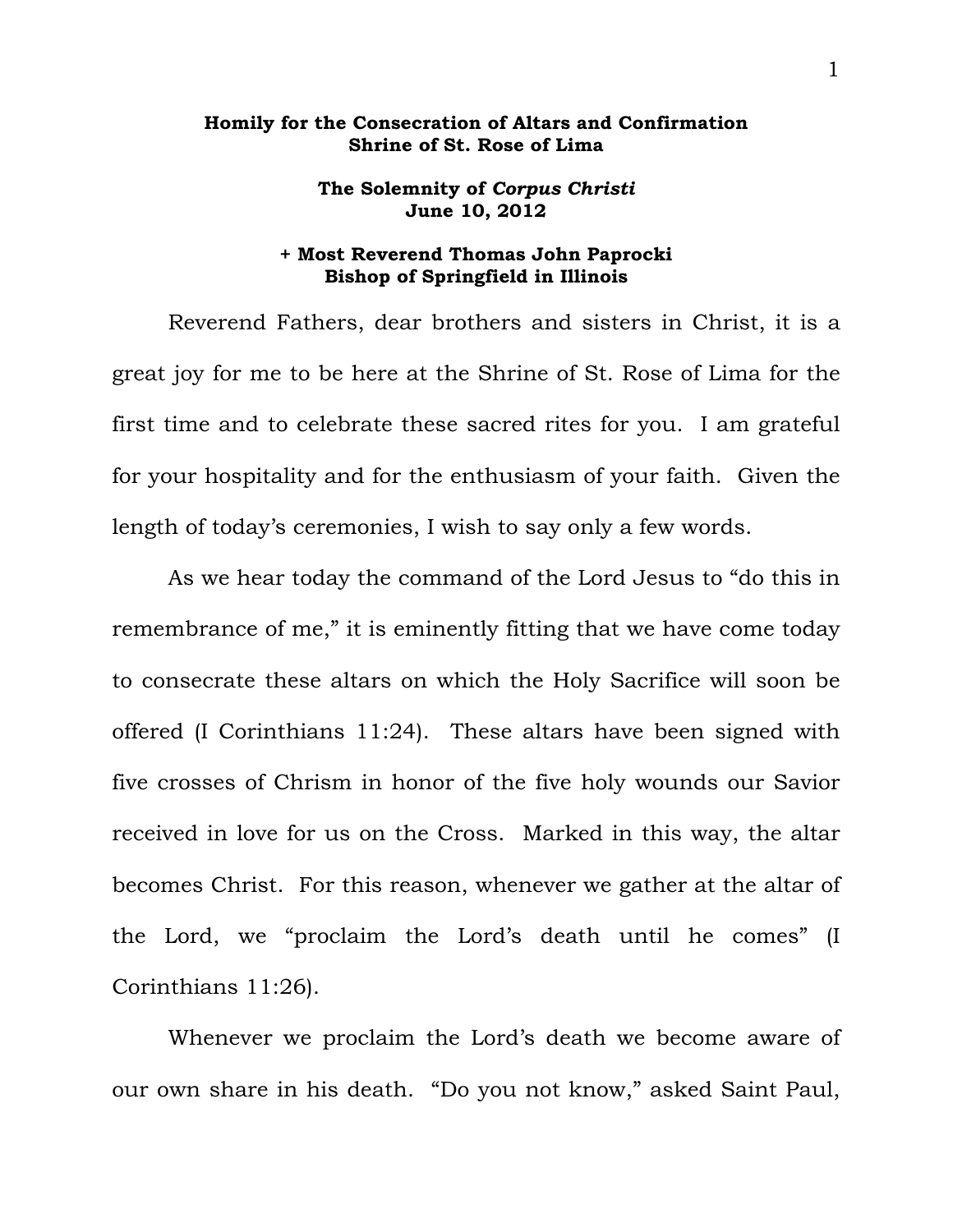**Homily for the Consecration of Altars and Confirmation**
**Shrine of St. Rose of Lima**

**The Solemnity of *Corpus Christi***
**June 10, 2012**

**+ Most Reverend Thomas John Paprocki**
**Bishop of Springfield in Illinois**

Reverend Fathers, dear brothers and sisters in Christ, it is a great joy for me to be here at the Shrine of St. Rose of Lima for the first time and to celebrate these sacred rites for you. I am grateful for your hospitality and for the enthusiasm of your faith. Given the length of today's ceremonies, I wish to say only a few words.

As we hear today the command of the Lord Jesus to "do this in remembrance of me," it is eminently fitting that we have come today to consecrate these altars on which the Holy Sacrifice will soon be offered (I Corinthians 11:24). These altars have been signed with five crosses of Chrism in honor of the five holy wounds our Savior received in love for us on the Cross. Marked in this way, the altar becomes Christ. For this reason, whenever we gather at the altar of the Lord, we "proclaim the Lord's death until he comes" (I Corinthians 11:26).

Whenever we proclaim the Lord's death we become aware of our own share in his death. "Do you not know," asked Saint Paul,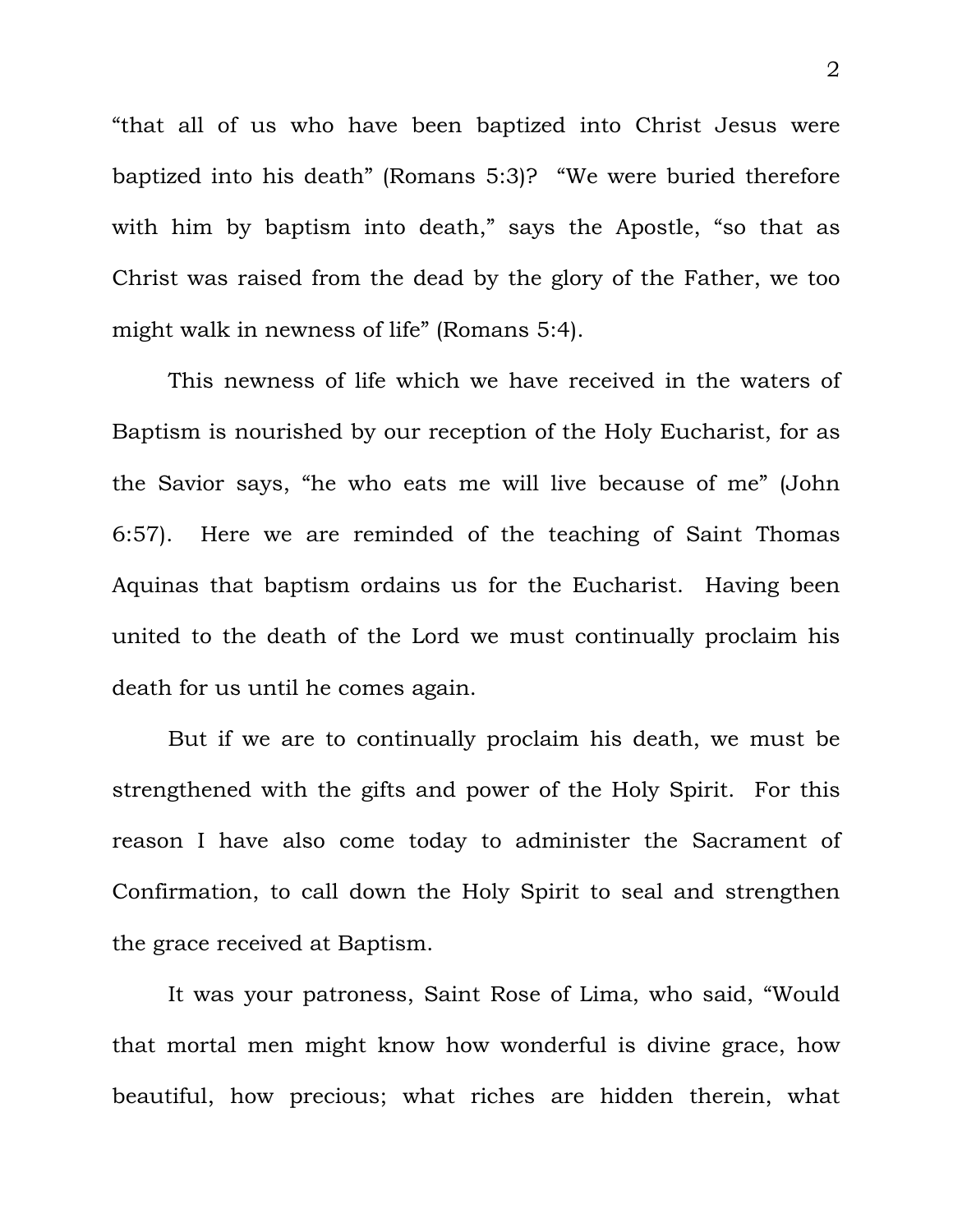"that all of us who have been baptized into Christ Jesus were baptized into his death" (Romans 5:3)? "We were buried therefore with him by baptism into death," says the Apostle, "so that as Christ was raised from the dead by the glory of the Father, we too might walk in newness of life" (Romans 5:4).

This newness of life which we have received in the waters of Baptism is nourished by our reception of the Holy Eucharist, for as the Savior says, "he who eats me will live because of me" (John 6:57). Here we are reminded of the teaching of Saint Thomas Aquinas that baptism ordains us for the Eucharist. Having been united to the death of the Lord we must continually proclaim his death for us until he comes again.

But if we are to continually proclaim his death, we must be strengthened with the gifts and power of the Holy Spirit. For this reason I have also come today to administer the Sacrament of Confirmation, to call down the Holy Spirit to seal and strengthen the grace received at Baptism.

It was your patroness, Saint Rose of Lima, who said, "Would that mortal men might know how wonderful is divine grace, how beautiful, how precious; what riches are hidden therein, what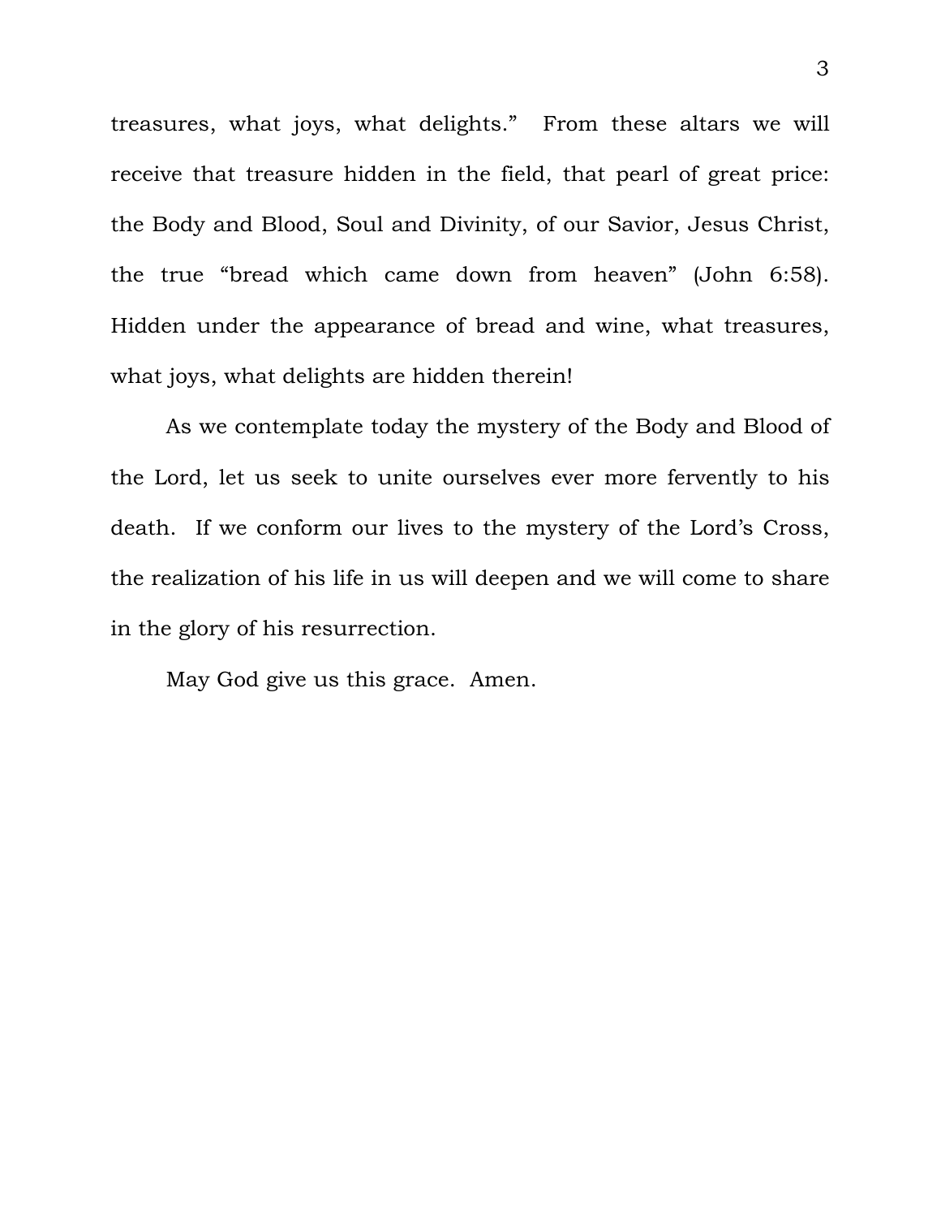treasures, what joys, what delights." From these altars we will receive that treasure hidden in the field, that pearl of great price: the Body and Blood, Soul and Divinity, of our Savior, Jesus Christ, the true "bread which came down from heaven" (John 6:58). Hidden under the appearance of bread and wine, what treasures, what joys, what delights are hidden therein!

As we contemplate today the mystery of the Body and Blood of the Lord, let us seek to unite ourselves ever more fervently to his death. If we conform our lives to the mystery of the Lord's Cross, the realization of his life in us will deepen and we will come to share in the glory of his resurrection.

May God give us this grace. Amen.